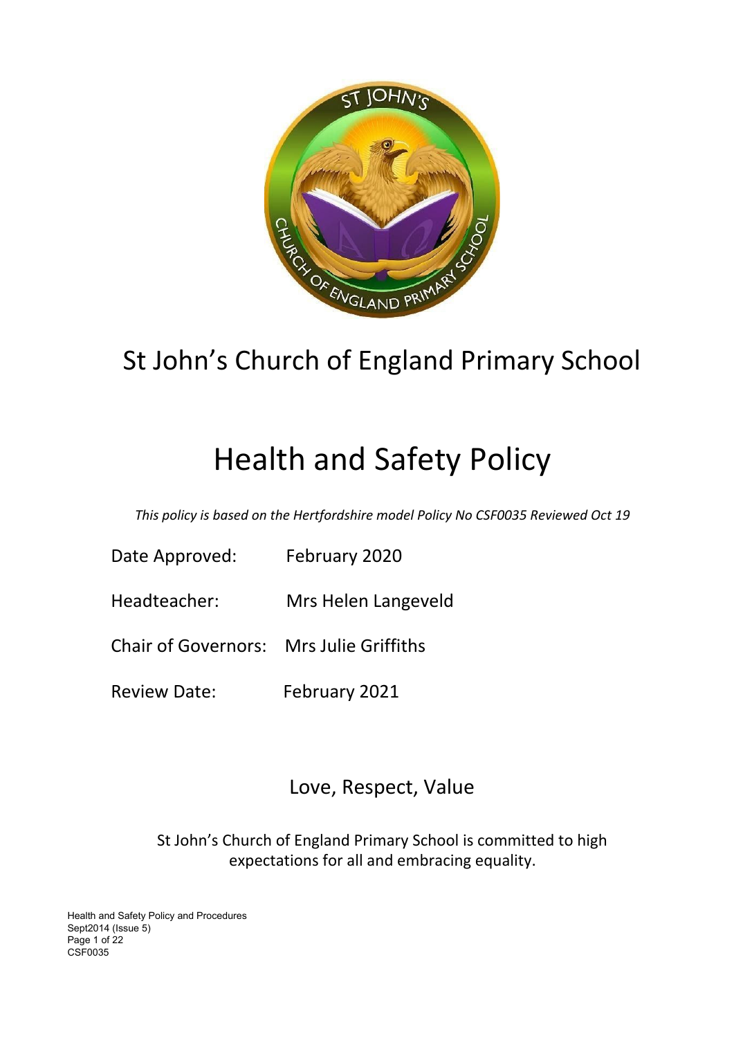# St John's Church of England Primary School

# Health and Safety Policy

*This policy is based on the Hertfordshire model Policy No CSF0035 Reviewed Oct 19*

Date Approved: February 2020

Headteacher: Mrs Helen Langeveld

Chair of Governors: Mrs Julie Griffiths

Review Date: February 2021

Love, Respect, Value

St John's Church of England Primary School is committed to high expectations for all and embracing equality.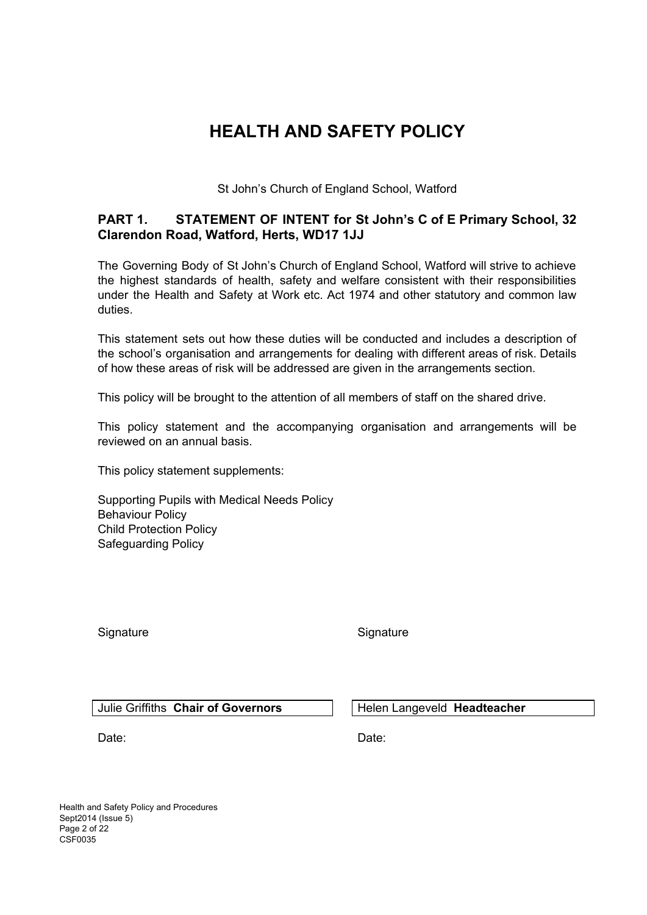# HEALTH AND SAFETY POLICY

St John's Church of England School, Watford

## PART 1. STATEMENT OF INTENT for St John's C of E Primary School, 32 Clarendon Road, Watford, Herts, WD17 1JJ

The Governing Body of St John's Church of England School, Watford will strive to achieve the highest standards of health, safety and welfare consistent with their responsibilities under the Health and Safety at Work etc. Act 1974 and other statutory and common law duties.

This statement sets out how these duties will be conducted and includes a description of the school's organisation and arrangements for dealing with different areas of risk. Details of how these areas of risk will be addressed are given in the arrangements section.

This policy will be brought to the attention of all members of staff on the shared drive.

This policy statement and the accompanying organisation and arrangements will be reviewed on an annual basis.

This policy statement supplements:

Supporting Pupils with Medical Needs Policy
Behaviour Policy
Child Protection Policy
Safeguarding Policy

| Signature | Signature |
|---|---|
| | |
| Julie Griffiths **Chair of Governors** | Helen Langeveld **Headteacher** |
| Date: | Date: |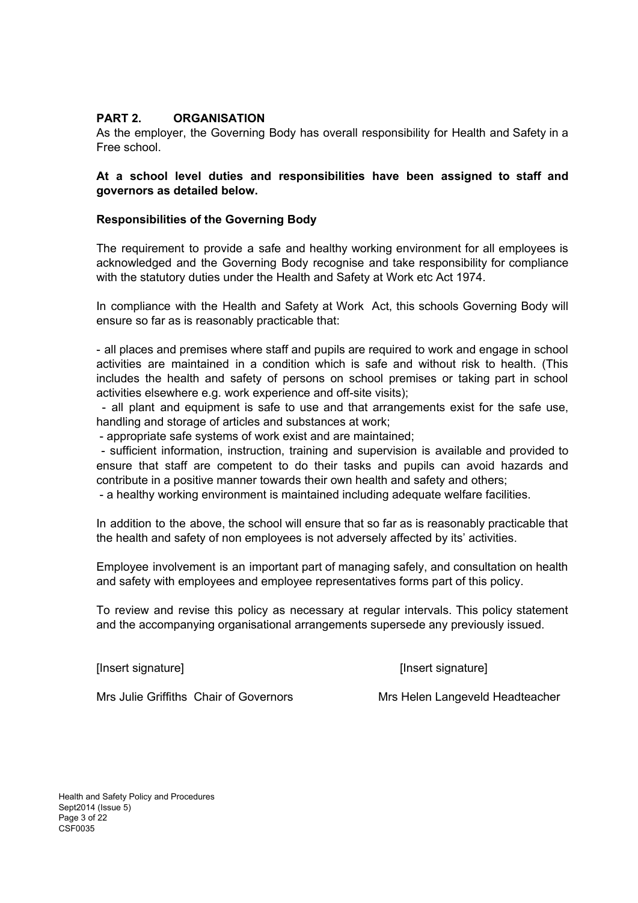## PART 2. ORGANISATION

As the employer, the Governing Body has overall responsibility for Health and Safety in a Free school.

**At a school level duties and responsibilities have been assigned to staff and governors as detailed below.**

### Responsibilities of the Governing Body

The requirement to provide a safe and healthy working environment for all employees is acknowledged and the Governing Body recognise and take responsibility for compliance with the statutory duties under the Health and Safety at Work etc Act 1974.

In compliance with the Health and Safety at Work Act, this schools Governing Body will ensure so far as is reasonably practicable that:

- all places and premises where staff and pupils are required to work and engage in school activities are maintained in a condition which is safe and without risk to health. (This includes the health and safety of persons on school premises or taking part in school activities elsewhere e.g. work experience and off-site visits);
- all plant and equipment is safe to use and that arrangements exist for the safe use, handling and storage of articles and substances at work;
- appropriate safe systems of work exist and are maintained;
- sufficient information, instruction, training and supervision is available and provided to ensure that staff are competent to do their tasks and pupils can avoid hazards and contribute in a positive manner towards their own health and safety and others;
- a healthy working environment is maintained including adequate welfare facilities.

In addition to the above, the school will ensure that so far as is reasonably practicable that the health and safety of non employees is not adversely affected by its' activities.

Employee involvement is an important part of managing safely, and consultation on health and safety with employees and employee representatives forms part of this policy.

To review and revise this policy as necessary at regular intervals. This policy statement and the accompanying organisational arrangements supersede any previously issued.

[Insert signature] [Insert signature]

Mrs Julie Griffiths Chair of Governors Mrs Helen Langeveld Headteacher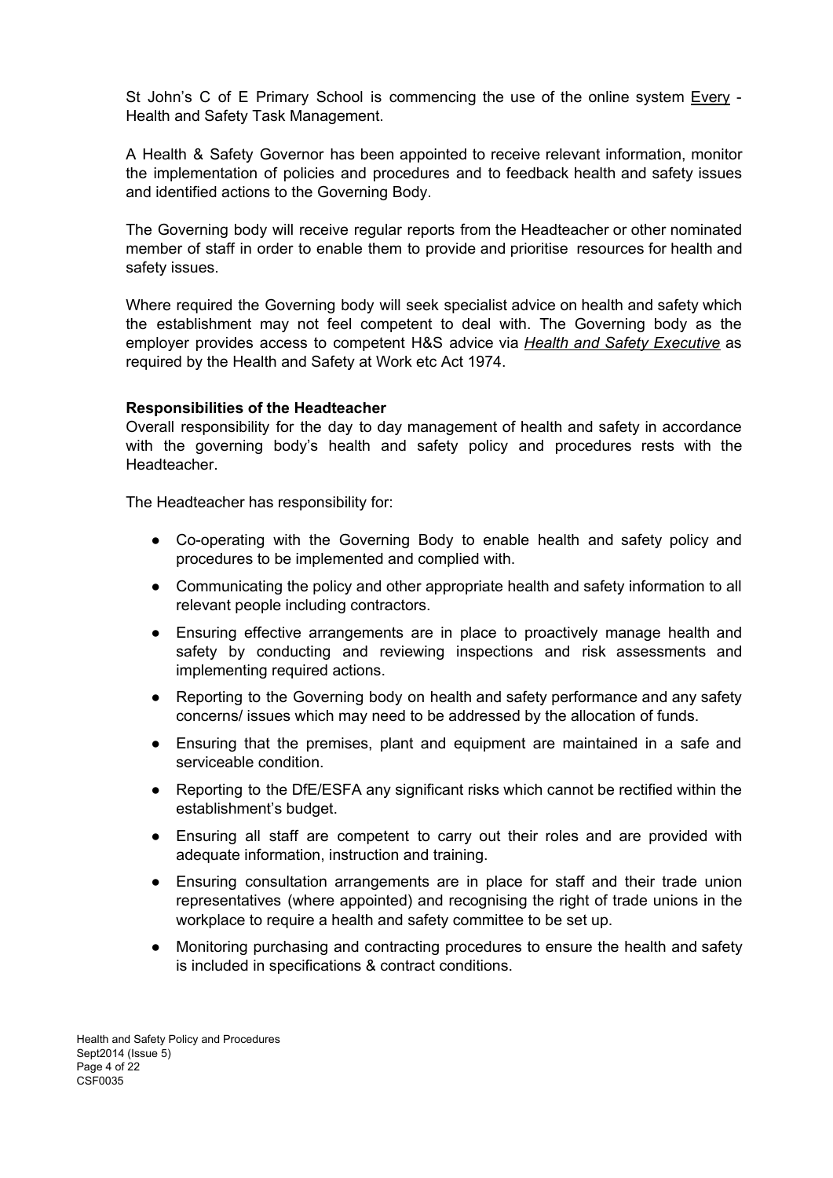St John's C of E Primary School is commencing the use of the online system Every - Health and Safety Task Management.

A Health & Safety Governor has been appointed to receive relevant information, monitor the implementation of policies and procedures and to feedback health and safety issues and identified actions to the Governing Body.

The Governing body will receive regular reports from the Headteacher or other nominated member of staff in order to enable them to provide and prioritise resources for health and safety issues.

Where required the Governing body will seek specialist advice on health and safety which the establishment may not feel competent to deal with. The Governing body as the employer provides access to competent H&S advice via ***Health and Safety Executive*** as required by the Health and Safety at Work etc Act 1974.

**Responsibilities of the Headteacher**

Overall responsibility for the day to day management of health and safety in accordance with the governing body's health and safety policy and procedures rests with the Headteacher.

The Headteacher has responsibility for:

- Co-operating with the Governing Body to enable health and safety policy and procedures to be implemented and complied with.
- Communicating the policy and other appropriate health and safety information to all relevant people including contractors.
- Ensuring effective arrangements are in place to proactively manage health and safety by conducting and reviewing inspections and risk assessments and implementing required actions.
- Reporting to the Governing body on health and safety performance and any safety concerns/ issues which may need to be addressed by the allocation of funds.
- Ensuring that the premises, plant and equipment are maintained in a safe and serviceable condition.
- Reporting to the DfE/ESFA any significant risks which cannot be rectified within the establishment's budget.
- Ensuring all staff are competent to carry out their roles and are provided with adequate information, instruction and training.
- Ensuring consultation arrangements are in place for staff and their trade union representatives (where appointed) and recognising the right of trade unions in the workplace to require a health and safety committee to be set up.
- Monitoring purchasing and contracting procedures to ensure the health and safety is included in specifications & contract conditions.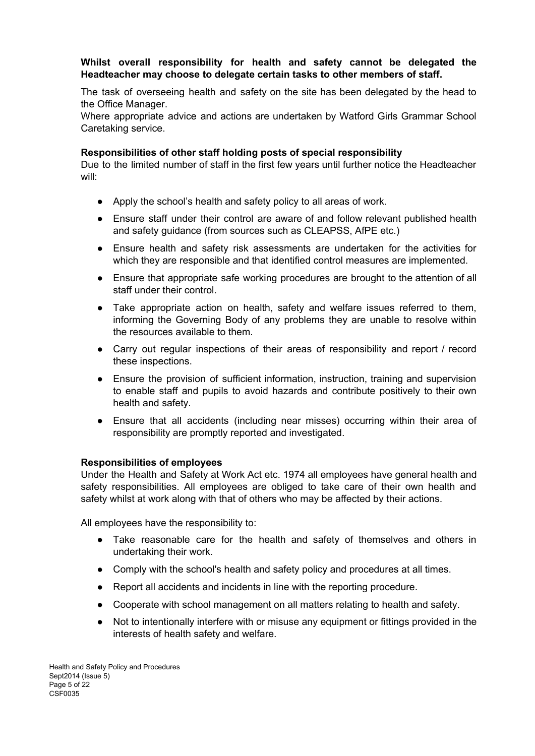**Whilst overall responsibility for health and safety cannot be delegated the Headteacher may choose to delegate certain tasks to other members of staff.**

The task of overseeing health and safety on the site has been delegated by the head to the Office Manager.
Where appropriate advice and actions are undertaken by Watford Girls Grammar School Caretaking service.

**Responsibilities of other staff holding posts of special responsibility**
Due to the limited number of staff in the first few years until further notice the Headteacher will:

- Apply the school's health and safety policy to all areas of work.
- Ensure staff under their control are aware of and follow relevant published health and safety guidance (from sources such as CLEAPSS, AfPE etc.)
- Ensure health and safety risk assessments are undertaken for the activities for which they are responsible and that identified control measures are implemented.
- Ensure that appropriate safe working procedures are brought to the attention of all staff under their control.
- Take appropriate action on health, safety and welfare issues referred to them, informing the Governing Body of any problems they are unable to resolve within the resources available to them.
- Carry out regular inspections of their areas of responsibility and report / record these inspections.
- Ensure the provision of sufficient information, instruction, training and supervision to enable staff and pupils to avoid hazards and contribute positively to their own health and safety.
- Ensure that all accidents (including near misses) occurring within their area of responsibility are promptly reported and investigated.

**Responsibilities of employees**
Under the Health and Safety at Work Act etc. 1974 all employees have general health and safety responsibilities. All employees are obliged to take care of their own health and safety whilst at work along with that of others who may be affected by their actions.

All employees have the responsibility to:

- Take reasonable care for the health and safety of themselves and others in undertaking their work.
- Comply with the school's health and safety policy and procedures at all times.
- Report all accidents and incidents in line with the reporting procedure.
- Cooperate with school management on all matters relating to health and safety.
- Not to intentionally interfere with or misuse any equipment or fittings provided in the interests of health safety and welfare.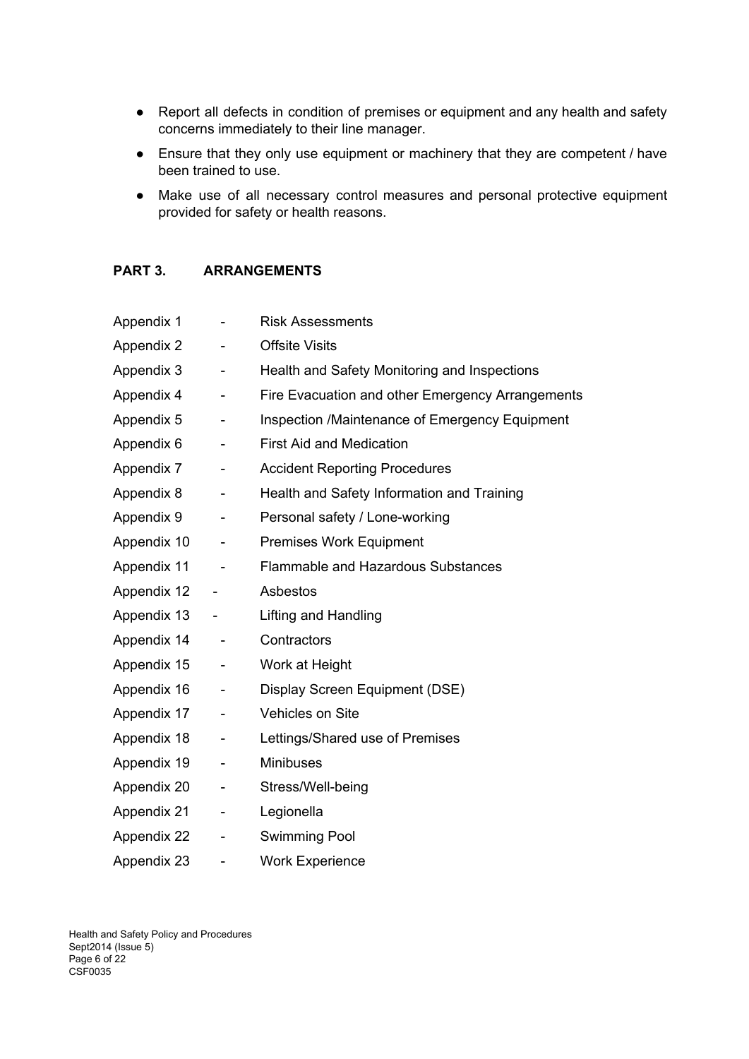- Report all defects in condition of premises or equipment and any health and safety concerns immediately to their line manager.
- Ensure that they only use equipment or machinery that they are competent / have been trained to use.
- Make use of all necessary control measures and personal protective equipment provided for safety or health reasons.

## PART 3. ARRANGEMENTS

Appendix 1 - Risk Assessments
Appendix 2 - Offsite Visits
Appendix 3 - Health and Safety Monitoring and Inspections
Appendix 4 - Fire Evacuation and other Emergency Arrangements
Appendix 5 - Inspection /Maintenance of Emergency Equipment
Appendix 6 - First Aid and Medication
Appendix 7 - Accident Reporting Procedures
Appendix 8 - Health and Safety Information and Training
Appendix 9 - Personal safety / Lone-working
Appendix 10 - Premises Work Equipment
Appendix 11 - Flammable and Hazardous Substances
Appendix 12 - Asbestos
Appendix 13 - Lifting and Handling
Appendix 14 - Contractors
Appendix 15 - Work at Height
Appendix 16 - Display Screen Equipment (DSE)
Appendix 17 - Vehicles on Site
Appendix 18 - Lettings/Shared use of Premises
Appendix 19 - Minibuses
Appendix 20 - Stress/Well-being
Appendix 21 - Legionella
Appendix 22 - Swimming Pool
Appendix 23 - Work Experience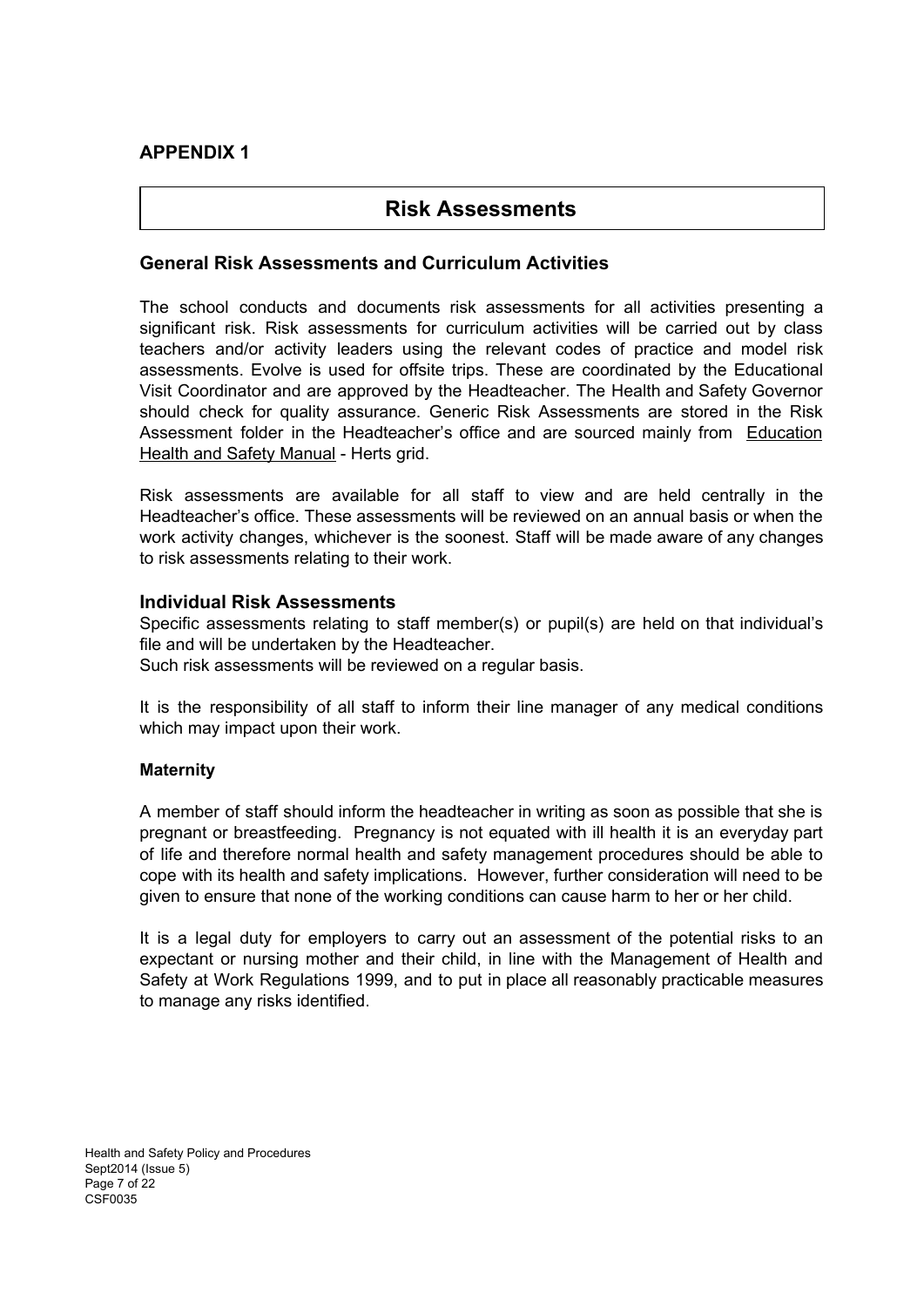## APPENDIX 1

# Risk Assessments

### General Risk Assessments and Curriculum Activities

The school conducts and documents risk assessments for all activities presenting a significant risk. Risk assessments for curriculum activities will be carried out by class teachers and/or activity leaders using the relevant codes of practice and model risk assessments. Evolve is used for offsite trips. These are coordinated by the Educational Visit Coordinator and are approved by the Headteacher. The Health and Safety Governor should check for quality assurance. Generic Risk Assessments are stored in the Risk Assessment folder in the Headteacher's office and are sourced mainly from Education Health and Safety Manual - Herts grid.

Risk assessments are available for all staff to view and are held centrally in the Headteacher's office. These assessments will be reviewed on an annual basis or when the work activity changes, whichever is the soonest. Staff will be made aware of any changes to risk assessments relating to their work.

### Individual Risk Assessments

Specific assessments relating to staff member(s) or pupil(s) are held on that individual's file and will be undertaken by the Headteacher.
Such risk assessments will be reviewed on a regular basis.

It is the responsibility of all staff to inform their line manager of any medical conditions which may impact upon their work.

#### Maternity

A member of staff should inform the headteacher in writing as soon as possible that she is pregnant or breastfeeding. Pregnancy is not equated with ill health it is an everyday part of life and therefore normal health and safety management procedures should be able to cope with its health and safety implications. However, further consideration will need to be given to ensure that none of the working conditions can cause harm to her or her child.

It is a legal duty for employers to carry out an assessment of the potential risks to an expectant or nursing mother and their child, in line with the Management of Health and Safety at Work Regulations 1999, and to put in place all reasonably practicable measures to manage any risks identified.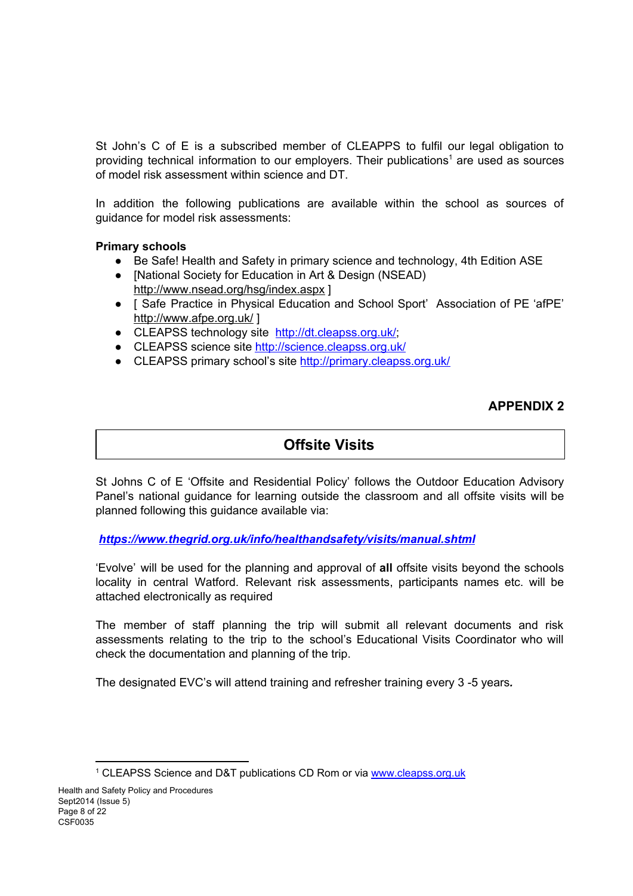St John's C of E is a subscribed member of CLEAPPS to fulfil our legal obligation to providing technical information to our employers. Their publications[1] are used as sources of model risk assessment within science and DT.

In addition the following publications are available within the school as sources of guidance for model risk assessments:

**Primary schools**

- Be Safe! Health and Safety in primary science and technology, 4th Edition ASE
- [National Society for Education in Art & Design (NSEAD) http://www.nsead.org/hsg/index.aspx ]
- [ Safe Practice in Physical Education and School Sport' Association of PE 'afPE' http://www.afpe.org.uk/ ]
- CLEAPSS technology site http://dt.cleapss.org.uk/;
- CLEAPSS science site http://science.cleapss.org.uk/
- CLEAPSS primary school's site http://primary.cleapss.org.uk/

**APPENDIX 2**

## Offsite Visits

St Johns C of E 'Offsite and Residential Policy' follows the Outdoor Education Advisory Panel's national guidance for learning outside the classroom and all offsite visits will be planned following this guidance available via:

***https://www.thegrid.org.uk/info/healthandsafety/visits/manual.shtml***

'Evolve' will be used for the planning and approval of **all** offsite visits beyond the schools locality in central Watford. Relevant risk assessments, participants names etc. will be attached electronically as required

The member of staff planning the trip will submit all relevant documents and risk assessments relating to the trip to the school's Educational Visits Coordinator who will check the documentation and planning of the trip.

The designated EVC's will attend training and refresher training every 3 -5 years.

---

[1] CLEAPSS Science and D&T publications CD Rom or via www.cleapss.org.uk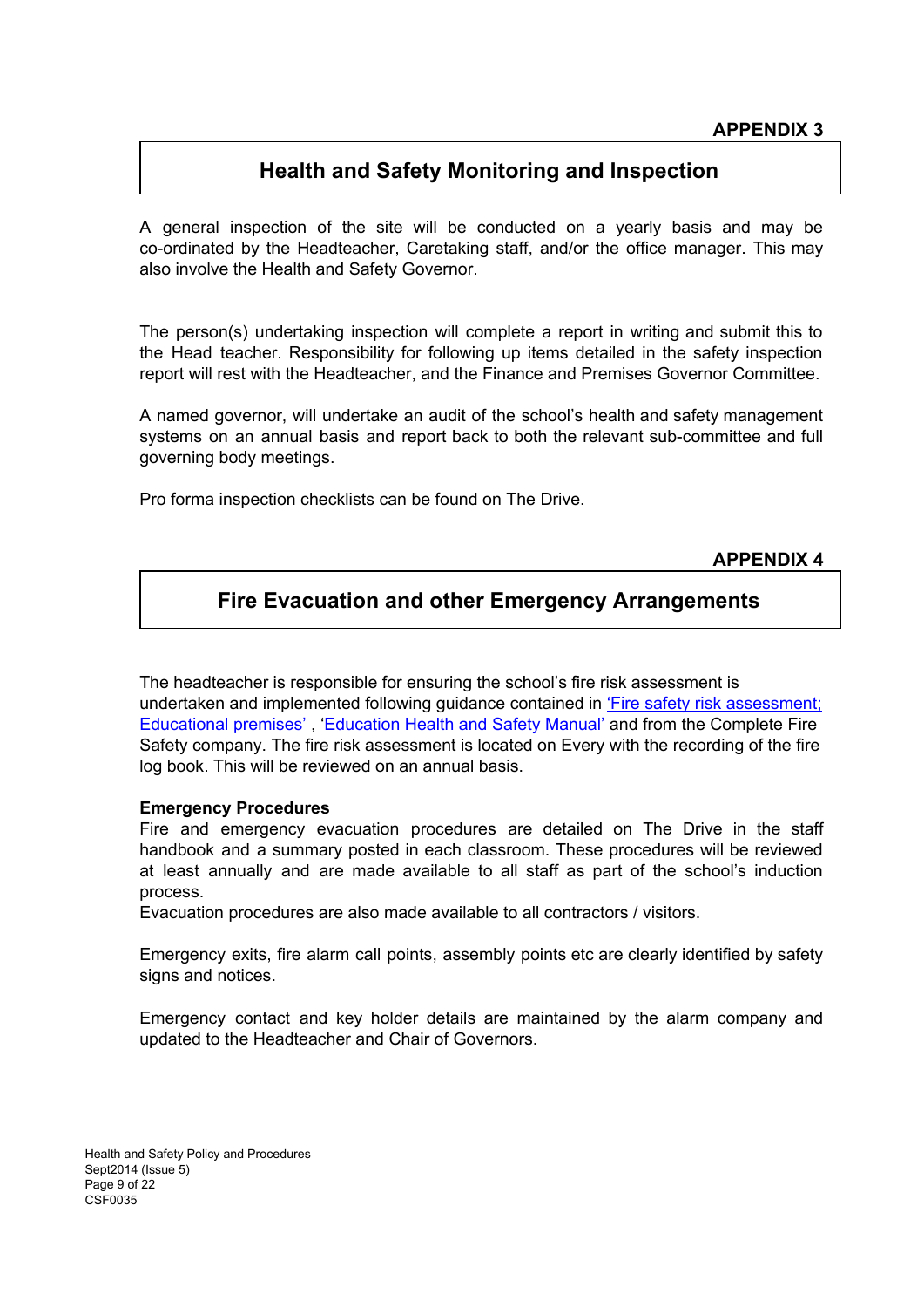**APPENDIX 3**

## Health and Safety Monitoring and Inspection

A general inspection of the site will be conducted on a yearly basis and may be co-ordinated by the Headteacher, Caretaking staff, and/or the office manager. This may also involve the Health and Safety Governor.

The person(s) undertaking inspection will complete a report in writing and submit this to the Head teacher. Responsibility for following up items detailed in the safety inspection report will rest with the Headteacher, and the Finance and Premises Governor Committee.

A named governor, will undertake an audit of the school's health and safety management systems on an annual basis and report back to both the relevant sub-committee and full governing body meetings.

Pro forma inspection checklists can be found on The Drive.

**APPENDIX 4**

## Fire Evacuation and other Emergency Arrangements

The headteacher is responsible for ensuring the school's fire risk assessment is undertaken and implemented following guidance contained in 'Fire safety risk assessment; Educational premises' , 'Education Health and Safety Manual' and from the Complete Fire Safety company. The fire risk assessment is located on Every with the recording of the fire log book. This will be reviewed on an annual basis.

**Emergency Procedures**

Fire and emergency evacuation procedures are detailed on The Drive in the staff handbook and a summary posted in each classroom. These procedures will be reviewed at least annually and are made available to all staff as part of the school's induction process.

Evacuation procedures are also made available to all contractors / visitors.

Emergency exits, fire alarm call points, assembly points etc are clearly identified by safety signs and notices.

Emergency contact and key holder details are maintained by the alarm company and updated to the Headteacher and Chair of Governors.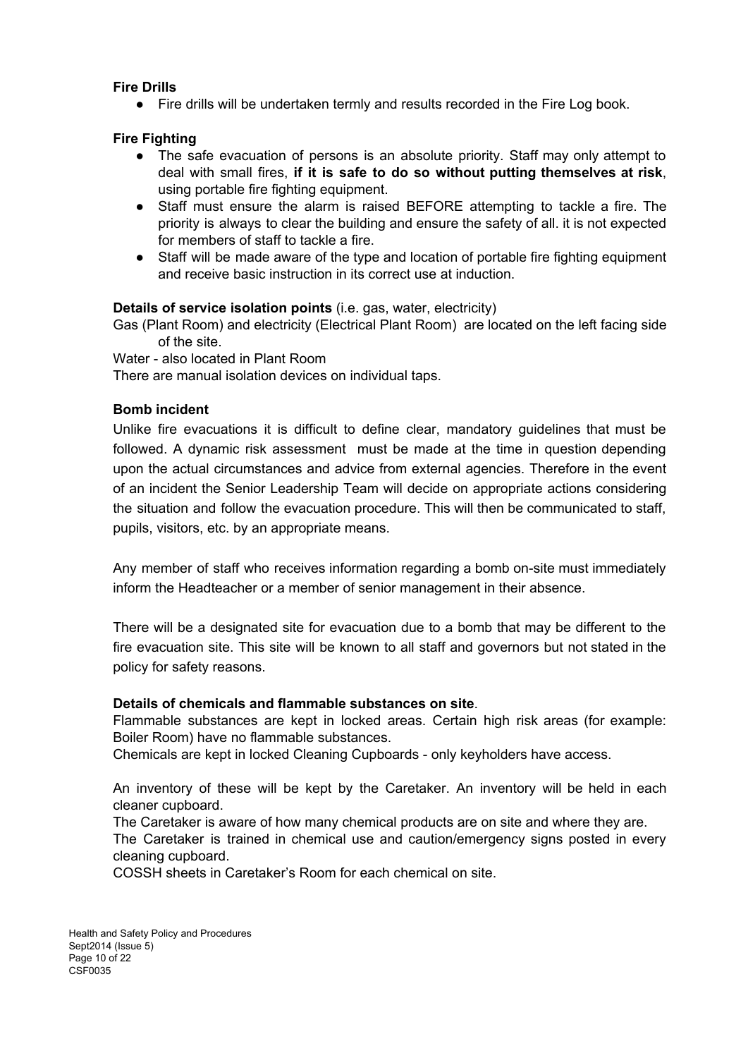**Fire Drills**

- Fire drills will be undertaken termly and results recorded in the Fire Log book.

**Fire Fighting**

- The safe evacuation of persons is an absolute priority. Staff may only attempt to deal with small fires, **if it is safe to do so without putting themselves at risk**, using portable fire fighting equipment.
- Staff must ensure the alarm is raised BEFORE attempting to tackle a fire. The priority is always to clear the building and ensure the safety of all. it is not expected for members of staff to tackle a fire.
- Staff will be made aware of the type and location of portable fire fighting equipment and receive basic instruction in its correct use at induction.

**Details of service isolation points** (i.e. gas, water, electricity)

Gas (Plant Room) and electricity (Electrical Plant Room) are located on the left facing side of the site.

Water - also located in Plant Room

There are manual isolation devices on individual taps.

**Bomb incident**

Unlike fire evacuations it is difficult to define clear, mandatory guidelines that must be followed. A dynamic risk assessment must be made at the time in question depending upon the actual circumstances and advice from external agencies. Therefore in the event of an incident the Senior Leadership Team will decide on appropriate actions considering the situation and follow the evacuation procedure. This will then be communicated to staff, pupils, visitors, etc. by an appropriate means.

Any member of staff who receives information regarding a bomb on-site must immediately inform the Headteacher or a member of senior management in their absence.

There will be a designated site for evacuation due to a bomb that may be different to the fire evacuation site. This site will be known to all staff and governors but not stated in the policy for safety reasons.

**Details of chemicals and flammable substances on site**.

Flammable substances are kept in locked areas. Certain high risk areas (for example: Boiler Room) have no flammable substances.

Chemicals are kept in locked Cleaning Cupboards - only keyholders have access.

An inventory of these will be kept by the Caretaker. An inventory will be held in each cleaner cupboard.

The Caretaker is aware of how many chemical products are on site and where they are.

The Caretaker is trained in chemical use and caution/emergency signs posted in every cleaning cupboard.

COSSH sheets in Caretaker's Room for each chemical on site.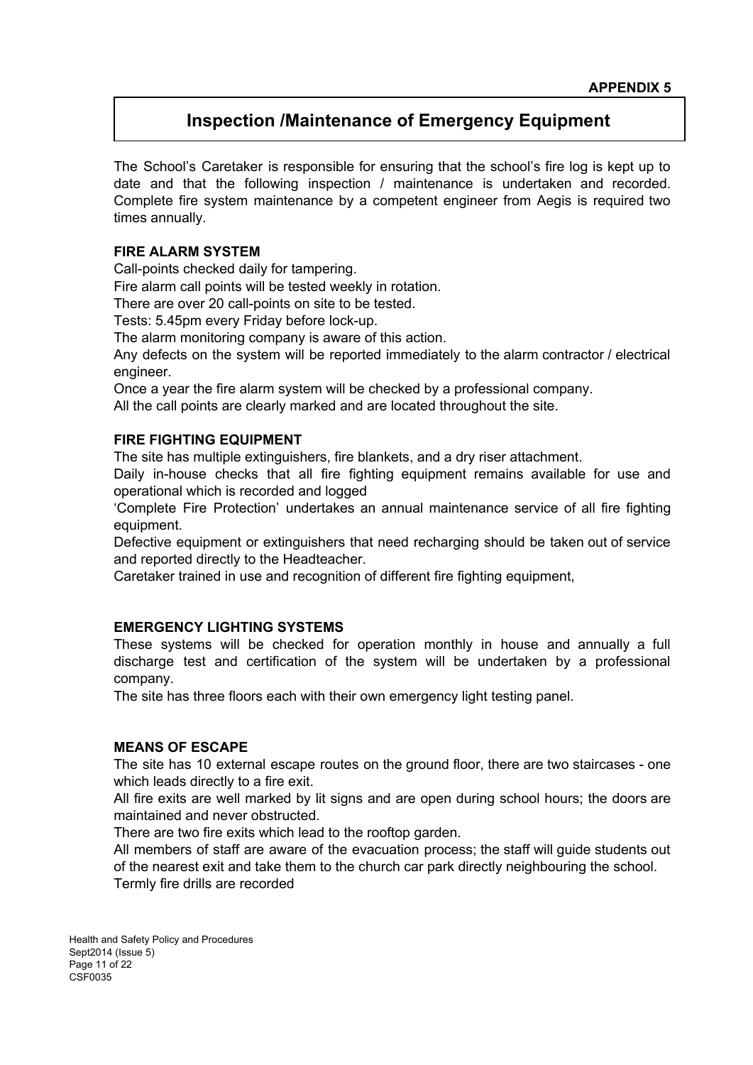**APPENDIX 5**

# Inspection /Maintenance of Emergency Equipment

The School's Caretaker is responsible for ensuring that the school's fire log is kept up to date and that the following inspection / maintenance is undertaken and recorded. Complete fire system maintenance by a competent engineer from Aegis is required two times annually.

**FIRE ALARM SYSTEM**

Call-points checked daily for tampering.
Fire alarm call points will be tested weekly in rotation.
There are over 20 call-points on site to be tested.
Tests: 5.45pm every Friday before lock-up.
The alarm monitoring company is aware of this action.
Any defects on the system will be reported immediately to the alarm contractor / electrical engineer.
Once a year the fire alarm system will be checked by a professional company.
All the call points are clearly marked and are located throughout the site.

**FIRE FIGHTING EQUIPMENT**

The site has multiple extinguishers, fire blankets, and a dry riser attachment.
Daily in-house checks that all fire fighting equipment remains available for use and operational which is recorded and logged
'Complete Fire Protection' undertakes an annual maintenance service of all fire fighting equipment.
Defective equipment or extinguishers that need recharging should be taken out of service and reported directly to the Headteacher.
Caretaker trained in use and recognition of different fire fighting equipment,

**EMERGENCY LIGHTING SYSTEMS**

These systems will be checked for operation monthly in house and annually a full discharge test and certification of the system will be undertaken by a professional company.
The site has three floors each with their own emergency light testing panel.

**MEANS OF ESCAPE**

The site has 10 external escape routes on the ground floor, there are two staircases - one which leads directly to a fire exit.
All fire exits are well marked by lit signs and are open during school hours; the doors are maintained and never obstructed.
There are two fire exits which lead to the rooftop garden.
All members of staff are aware of the evacuation process; the staff will guide students out of the nearest exit and take them to the church car park directly neighbouring the school.
Termly fire drills are recorded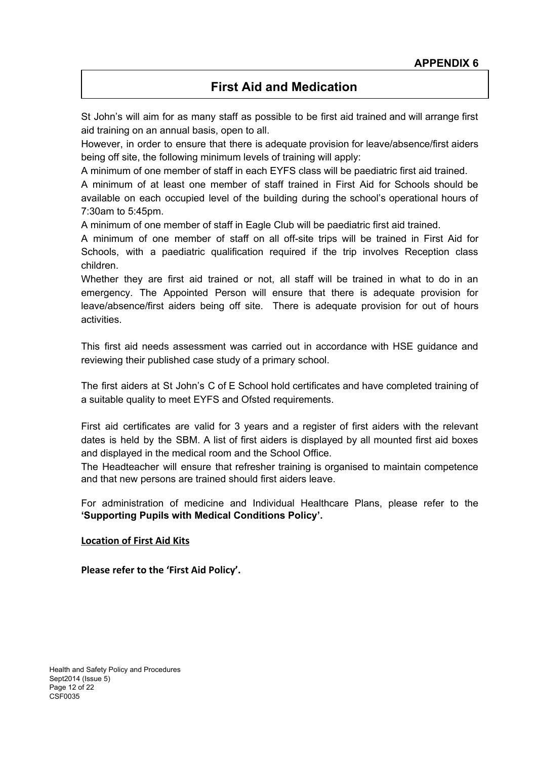**APPENDIX 6**

# First Aid and Medication

St John's will aim for as many staff as possible to be first aid trained and will arrange first aid training on an annual basis, open to all.

However, in order to ensure that there is adequate provision for leave/absence/first aiders being off site, the following minimum levels of training will apply:

A minimum of one member of staff in each EYFS class will be paediatric first aid trained.

A minimum of at least one member of staff trained in First Aid for Schools should be available on each occupied level of the building during the school's operational hours of 7:30am to 5:45pm.

A minimum of one member of staff in Eagle Club will be paediatric first aid trained.

A minimum of one member of staff on all off-site trips will be trained in First Aid for Schools, with a paediatric qualification required if the trip involves Reception class children.

Whether they are first aid trained or not, all staff will be trained in what to do in an emergency. The Appointed Person will ensure that there is adequate provision for leave/absence/first aiders being off site. There is adequate provision for out of hours activities.

This first aid needs assessment was carried out in accordance with HSE guidance and reviewing their published case study of a primary school.

The first aiders at St John's C of E School hold certificates and have completed training of a suitable quality to meet EYFS and Ofsted requirements.

First aid certificates are valid for 3 years and a register of first aiders with the relevant dates is held by the SBM. A list of first aiders is displayed by all mounted first aid boxes and displayed in the medical room and the School Office.

The Headteacher will ensure that refresher training is organised to maintain competence and that new persons are trained should first aiders leave.

For administration of medicine and Individual Healthcare Plans, please refer to the **'Supporting Pupils with Medical Conditions Policy'.**

**Location of First Aid Kits**

**Please refer to the 'First Aid Policy'.**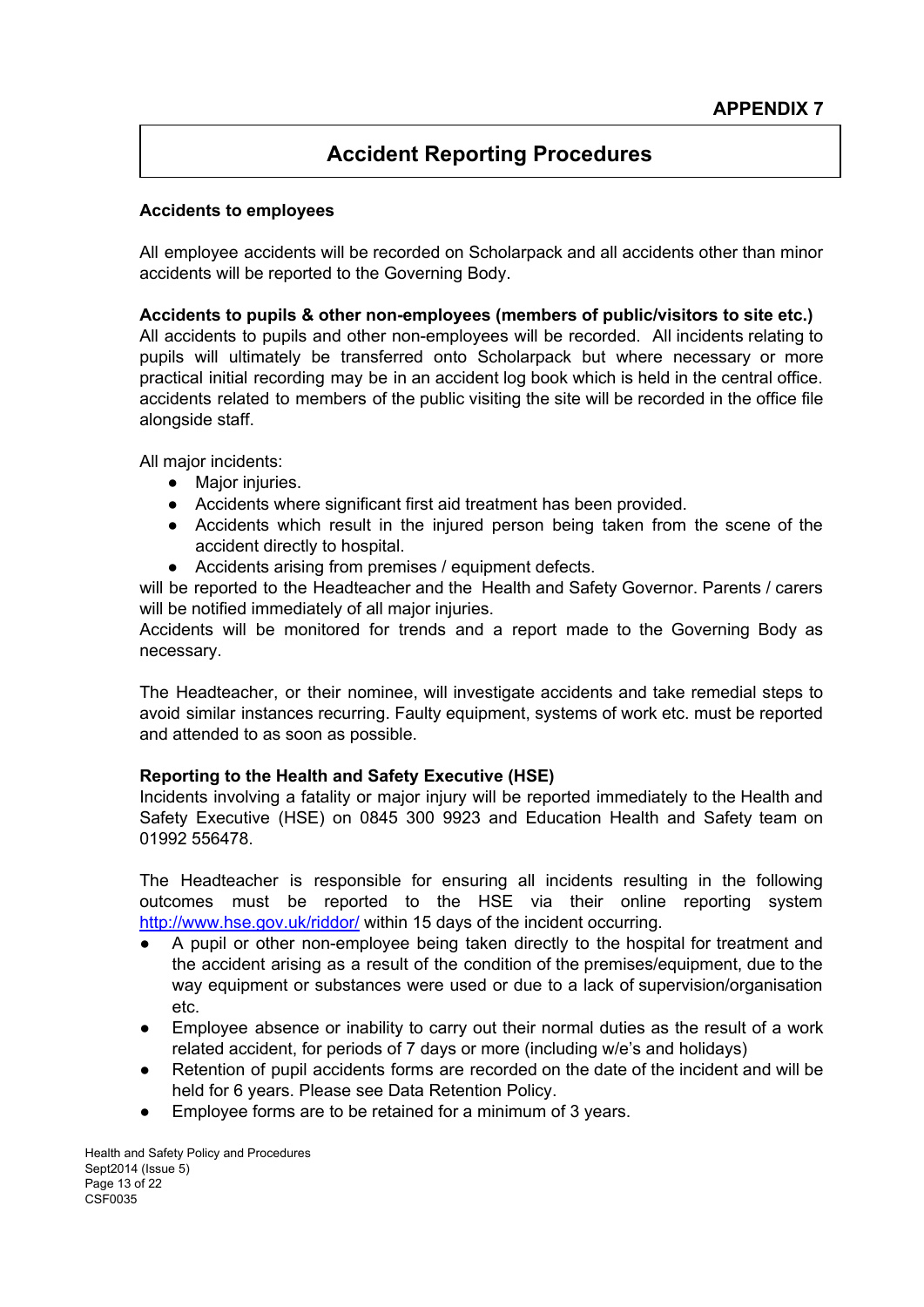**APPENDIX 7**

# Accident Reporting Procedures

**Accidents to employees**

All employee accidents will be recorded on Scholarpack and all accidents other than minor accidents will be reported to the Governing Body.

**Accidents to pupils & other non-employees (members of public/visitors to site etc.)**
All accidents to pupils and other non-employees will be recorded. All incidents relating to pupils will ultimately be transferred onto Scholarpack but where necessary or more practical initial recording may be in an accident log book which is held in the central office. accidents related to members of the public visiting the site will be recorded in the office file alongside staff.

All major incidents:

- Major injuries.
- Accidents where significant first aid treatment has been provided.
- Accidents which result in the injured person being taken from the scene of the accident directly to hospital.
- Accidents arising from premises / equipment defects.

will be reported to the Headteacher and the Health and Safety Governor. Parents / carers will be notified immediately of all major injuries.
Accidents will be monitored for trends and a report made to the Governing Body as necessary.

The Headteacher, or their nominee, will investigate accidents and take remedial steps to avoid similar instances recurring. Faulty equipment, systems of work etc. must be reported and attended to as soon as possible.

**Reporting to the Health and Safety Executive (HSE)**
Incidents involving a fatality or major injury will be reported immediately to the Health and Safety Executive (HSE) on 0845 300 9923 and Education Health and Safety team on 01992 556478.

The Headteacher is responsible for ensuring all incidents resulting in the following outcomes must be reported to the HSE via their online reporting system http://www.hse.gov.uk/riddor/ within 15 days of the incident occurring.

- A pupil or other non-employee being taken directly to the hospital for treatment and the accident arising as a result of the condition of the premises/equipment, due to the way equipment or substances were used or due to a lack of supervision/organisation etc.
- Employee absence or inability to carry out their normal duties as the result of a work related accident, for periods of 7 days or more (including w/e's and holidays)
- Retention of pupil accidents forms are recorded on the date of the incident and will be held for 6 years. Please see Data Retention Policy.
- Employee forms are to be retained for a minimum of 3 years.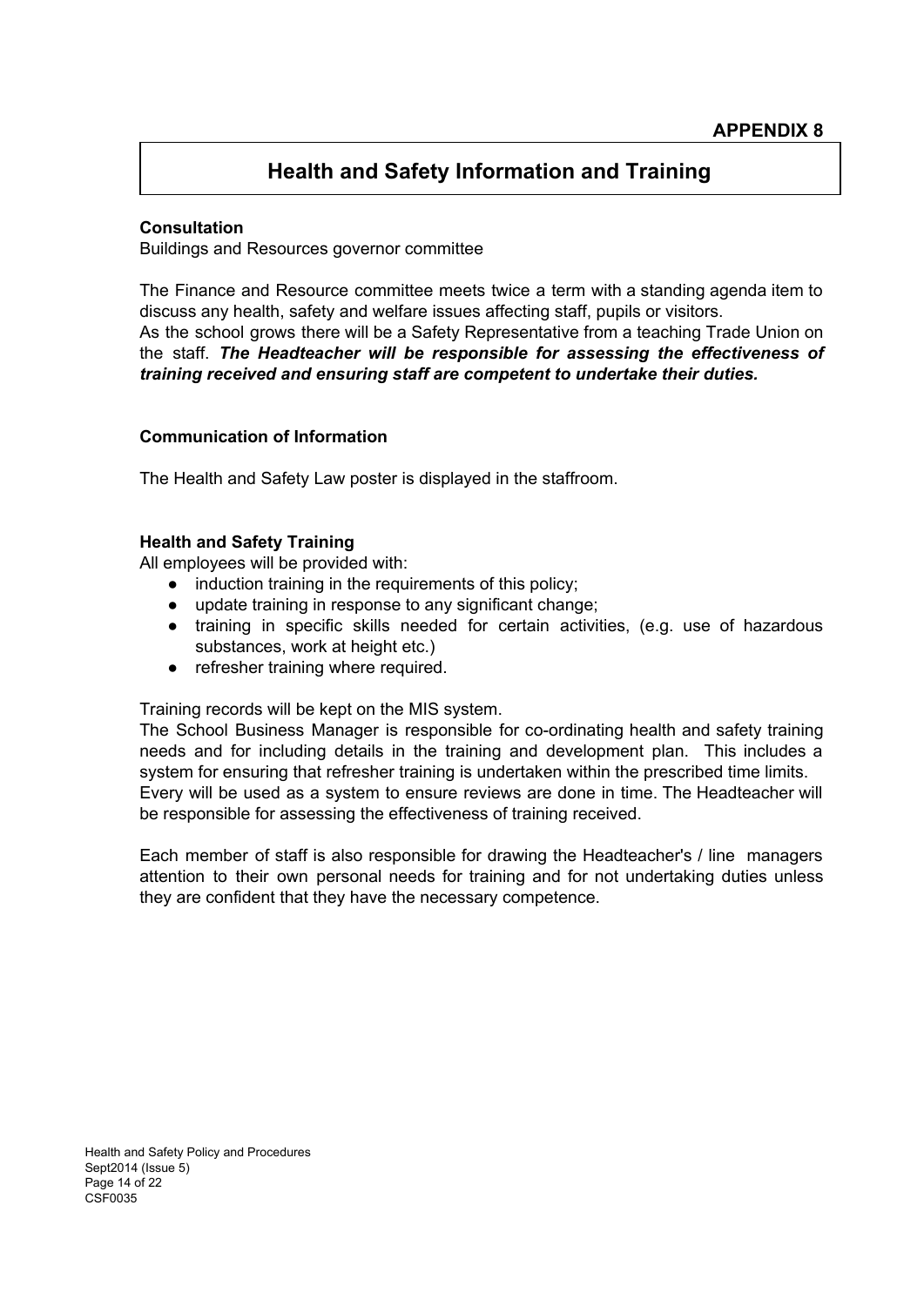**APPENDIX 8**

# Health and Safety Information and Training

**Consultation**

Buildings and Resources governor committee

The Finance and Resource committee meets twice a term with a standing agenda item to discuss any health, safety and welfare issues affecting staff, pupils or visitors.
As the school grows there will be a Safety Representative from a teaching Trade Union on the staff. ***The Headteacher will be responsible for assessing the effectiveness of training received and ensuring staff are competent to undertake their duties.***

**Communication of Information**

The Health and Safety Law poster is displayed in the staffroom.

**Health and Safety Training**

All employees will be provided with:

- induction training in the requirements of this policy;
- update training in response to any significant change;
- training in specific skills needed for certain activities, (e.g. use of hazardous substances, work at height etc.)
- refresher training where required.

Training records will be kept on the MIS system.
The School Business Manager is responsible for co-ordinating health and safety training needs and for including details in the training and development plan. This includes a system for ensuring that refresher training is undertaken within the prescribed time limits.
Every will be used as a system to ensure reviews are done in time. The Headteacher will be responsible for assessing the effectiveness of training received.

Each member of staff is also responsible for drawing the Headteacher's / line managers attention to their own personal needs for training and for not undertaking duties unless they are confident that they have the necessary competence.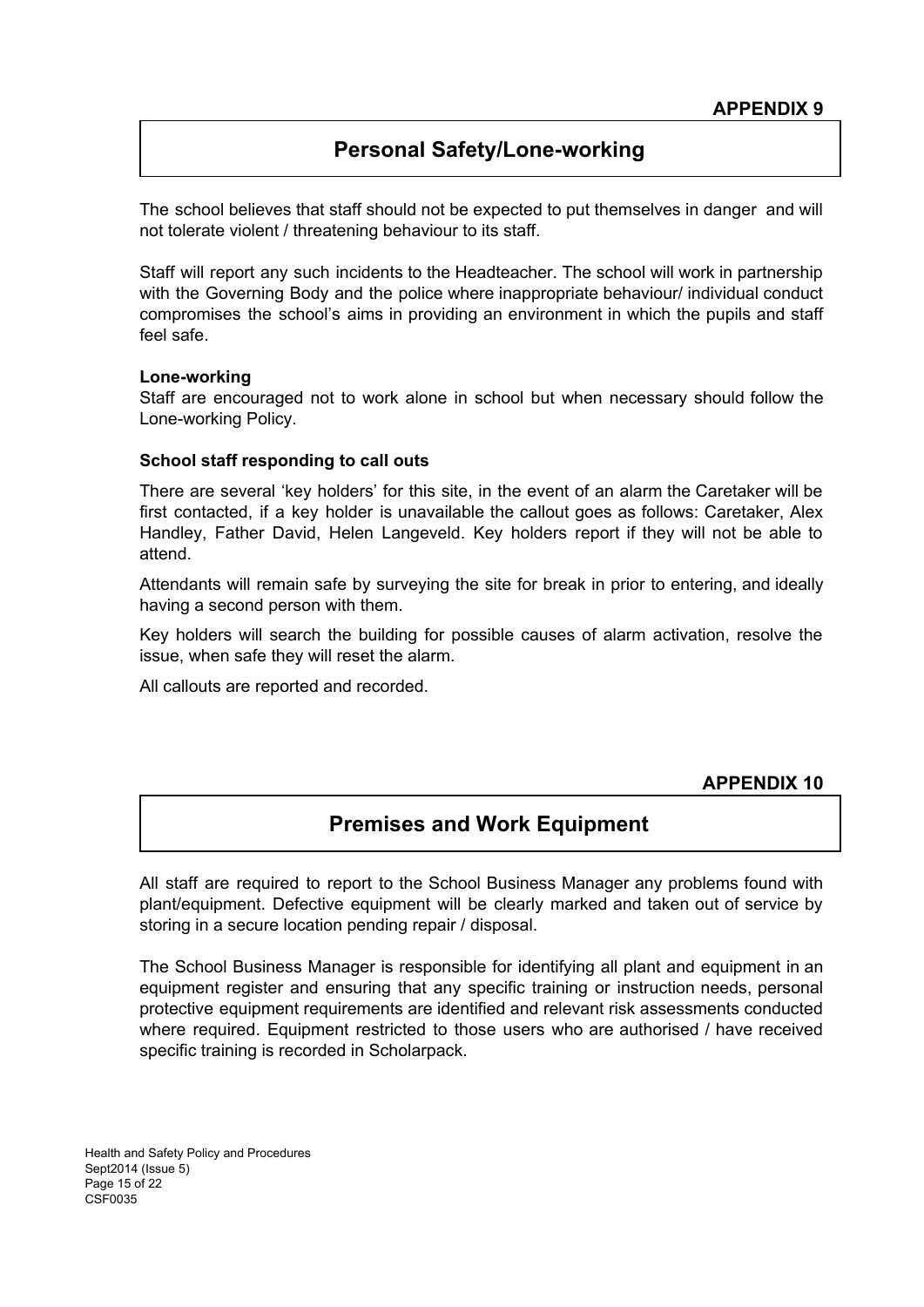**APPENDIX 9**

## Personal Safety/Lone-working

The school believes that staff should not be expected to put themselves in danger and will not tolerate violent / threatening behaviour to its staff.

Staff will report any such incidents to the Headteacher. The school will work in partnership with the Governing Body and the police where inappropriate behaviour/ individual conduct compromises the school's aims in providing an environment in which the pupils and staff feel safe.

**Lone-working**

Staff are encouraged not to work alone in school but when necessary should follow the Lone-working Policy.

**School staff responding to call outs**

There are several 'key holders' for this site, in the event of an alarm the Caretaker will be first contacted, if a key holder is unavailable the callout goes as follows: Caretaker, Alex Handley, Father David, Helen Langeveld. Key holders report if they will not be able to attend.

Attendants will remain safe by surveying the site for break in prior to entering, and ideally having a second person with them.

Key holders will search the building for possible causes of alarm activation, resolve the issue, when safe they will reset the alarm.

All callouts are reported and recorded.

**APPENDIX 10**

## Premises and Work Equipment

All staff are required to report to the School Business Manager any problems found with plant/equipment. Defective equipment will be clearly marked and taken out of service by storing in a secure location pending repair / disposal.

The School Business Manager is responsible for identifying all plant and equipment in an equipment register and ensuring that any specific training or instruction needs, personal protective equipment requirements are identified and relevant risk assessments conducted where required. Equipment restricted to those users who are authorised / have received specific training is recorded in Scholarpack.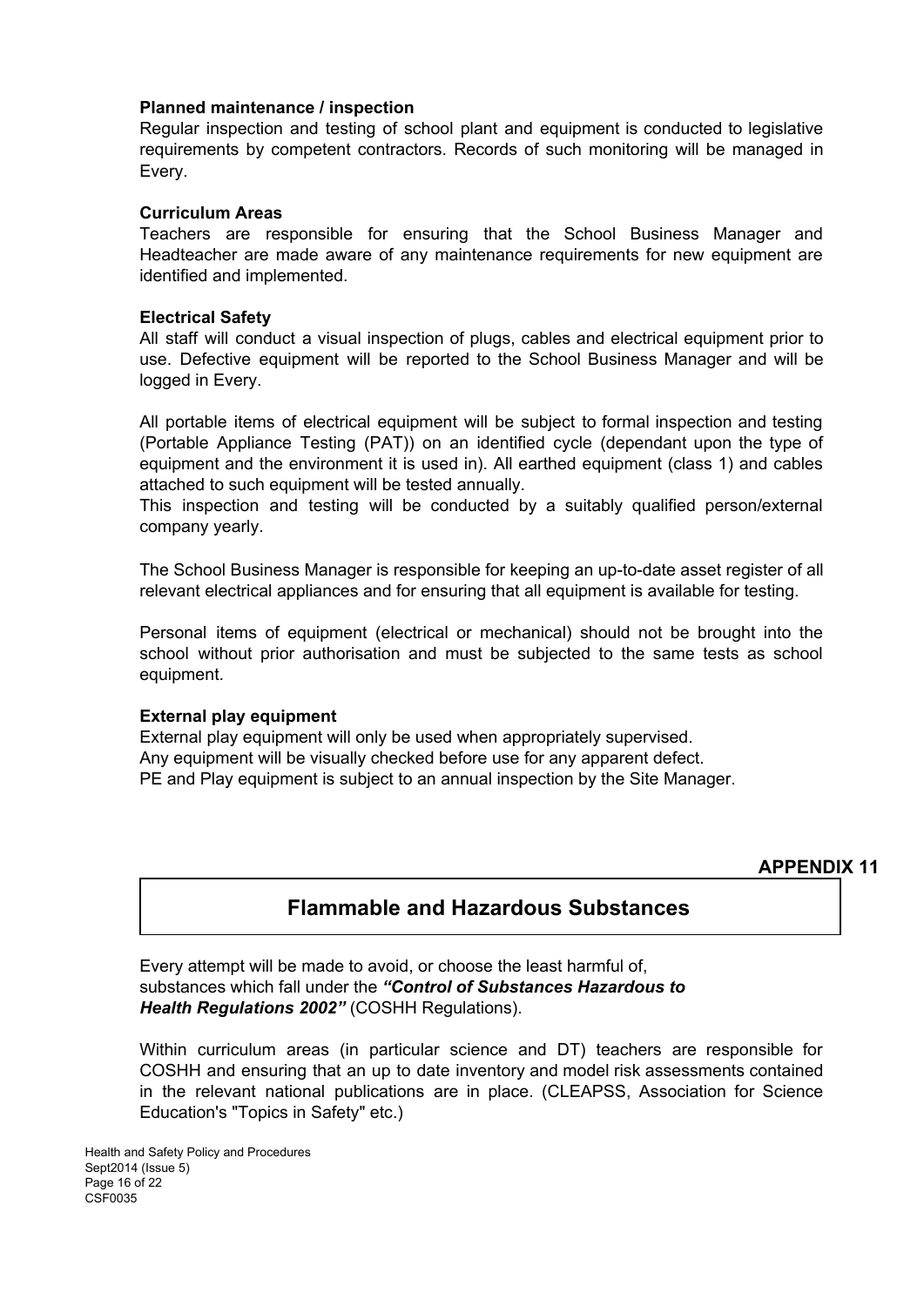**Planned maintenance / inspection**

Regular inspection and testing of school plant and equipment is conducted to legislative requirements by competent contractors. Records of such monitoring will be managed in Every.

**Curriculum Areas**

Teachers are responsible for ensuring that the School Business Manager and Headteacher are made aware of any maintenance requirements for new equipment are identified and implemented.

**Electrical Safety**

All staff will conduct a visual inspection of plugs, cables and electrical equipment prior to use. Defective equipment will be reported to the School Business Manager and will be logged in Every.

All portable items of electrical equipment will be subject to formal inspection and testing (Portable Appliance Testing (PAT)) on an identified cycle (dependant upon the type of equipment and the environment it is used in). All earthed equipment (class 1) and cables attached to such equipment will be tested annually.
This inspection and testing will be conducted by a suitably qualified person/external company yearly.

The School Business Manager is responsible for keeping an up-to-date asset register of all relevant electrical appliances and for ensuring that all equipment is available for testing.

Personal items of equipment (electrical or mechanical) should not be brought into the school without prior authorisation and must be subjected to the same tests as school equipment.

**External play equipment**

External play equipment will only be used when appropriately supervised.
Any equipment will be visually checked before use for any apparent defect.
PE and Play equipment is subject to an annual inspection by the Site Manager.

**APPENDIX 11**

## Flammable and Hazardous Substances

Every attempt will be made to avoid, or choose the least harmful of, substances which fall under the ***"Control of Substances Hazardous to Health Regulations 2002"*** (COSHH Regulations).

Within curriculum areas (in particular science and DT) teachers are responsible for COSHH and ensuring that an up to date inventory and model risk assessments contained in the relevant national publications are in place. (CLEAPSS, Association for Science Education's "Topics in Safety" etc.)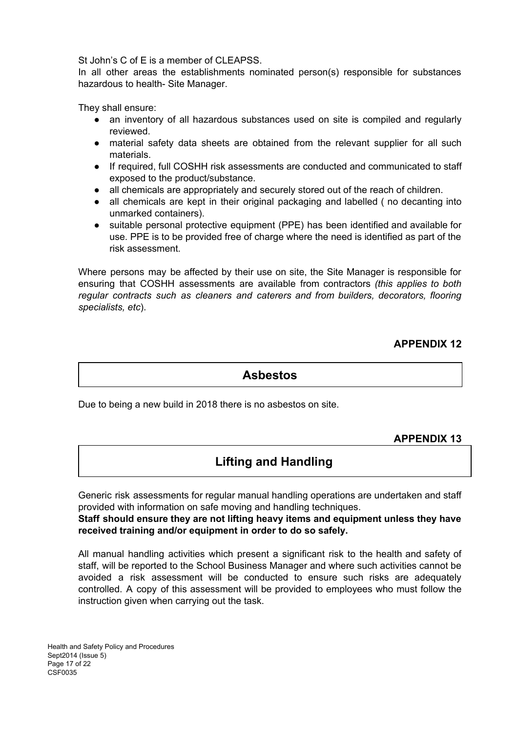St John's C of E is a member of CLEAPSS.

In all other areas the establishments nominated person(s) responsible for substances hazardous to health- Site Manager.

They shall ensure:

- an inventory of all hazardous substances used on site is compiled and regularly reviewed.
- material safety data sheets are obtained from the relevant supplier for all such materials.
- If required, full COSHH risk assessments are conducted and communicated to staff exposed to the product/substance.
- all chemicals are appropriately and securely stored out of the reach of children.
- all chemicals are kept in their original packaging and labelled ( no decanting into unmarked containers).
- suitable personal protective equipment (PPE) has been identified and available for use. PPE is to be provided free of charge where the need is identified as part of the risk assessment.

Where persons may be affected by their use on site, the Site Manager is responsible for ensuring that COSHH assessments are available from contractors *(this applies to both regular contracts such as cleaners and caterers and from builders, decorators, flooring specialists, etc*).

**APPENDIX 12**

## Asbestos

Due to being a new build in 2018 there is no asbestos on site.

**APPENDIX 13**

## Lifting and Handling

Generic risk assessments for regular manual handling operations are undertaken and staff provided with information on safe moving and handling techniques.

**Staff should ensure they are not lifting heavy items and equipment unless they have received training and/or equipment in order to do so safely.**

All manual handling activities which present a significant risk to the health and safety of staff, will be reported to the School Business Manager and where such activities cannot be avoided a risk assessment will be conducted to ensure such risks are adequately controlled. A copy of this assessment will be provided to employees who must follow the instruction given when carrying out the task.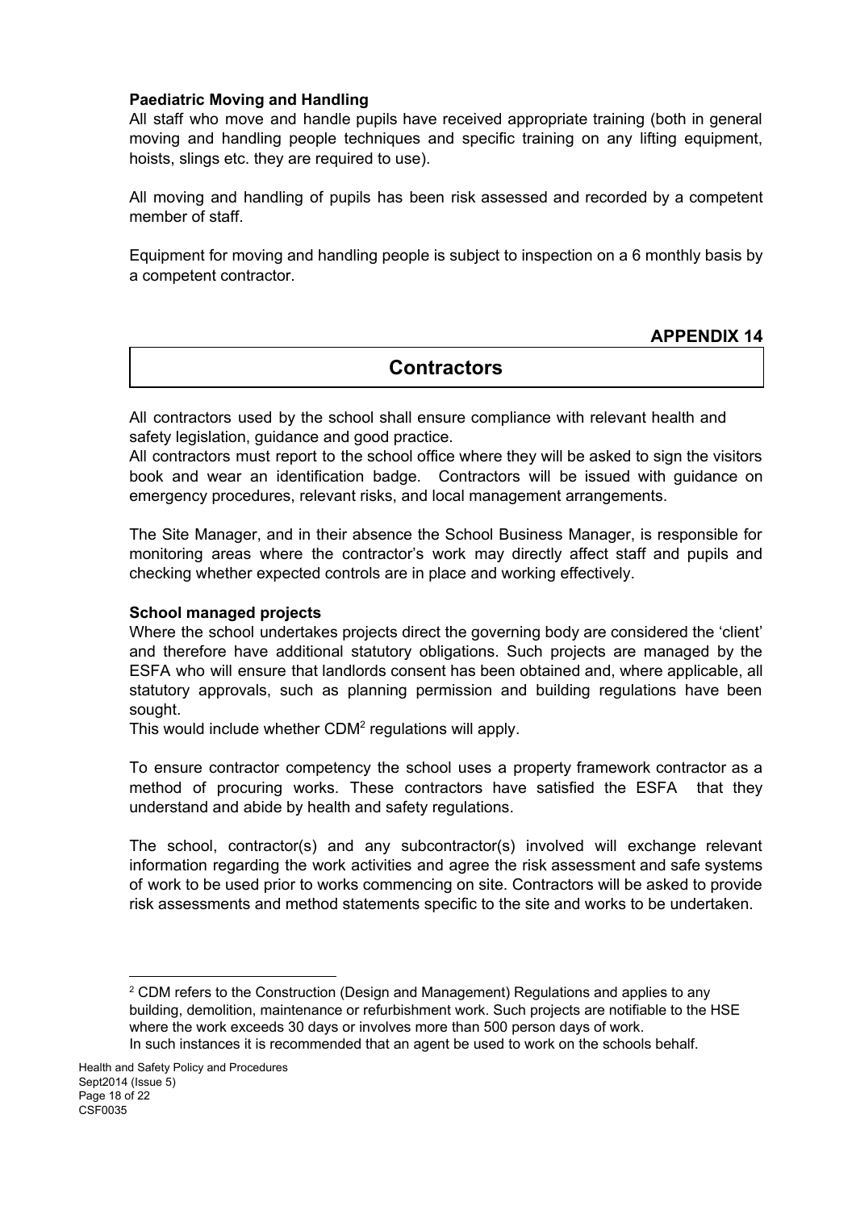**Paediatric Moving and Handling**

All staff who move and handle pupils have received appropriate training (both in general moving and handling people techniques and specific training on any lifting equipment, hoists, slings etc. they are required to use).

All moving and handling of pupils has been risk assessed and recorded by a competent member of staff.

Equipment for moving and handling people is subject to inspection on a 6 monthly basis by a competent contractor.

**APPENDIX 14**

## Contractors

All contractors used by the school shall ensure compliance with relevant health and safety legislation, guidance and good practice.

All contractors must report to the school office where they will be asked to sign the visitors book and wear an identification badge. Contractors will be issued with guidance on emergency procedures, relevant risks, and local management arrangements.

The Site Manager, and in their absence the School Business Manager, is responsible for monitoring areas where the contractor's work may directly affect staff and pupils and checking whether expected controls are in place and working effectively.

**School managed projects**

Where the school undertakes projects direct the governing body are considered the 'client' and therefore have additional statutory obligations. Such projects are managed by the ESFA who will ensure that landlords consent has been obtained and, where applicable, all statutory approvals, such as planning permission and building regulations have been sought.

This would include whether CDM[2] regulations will apply.

To ensure contractor competency the school uses a property framework contractor as a method of procuring works. These contractors have satisfied the ESFA that they understand and abide by health and safety regulations.

The school, contractor(s) and any subcontractor(s) involved will exchange relevant information regarding the work activities and agree the risk assessment and safe systems of work to be used prior to works commencing on site. Contractors will be asked to provide risk assessments and method statements specific to the site and works to be undertaken.

---

[2] CDM refers to the Construction (Design and Management) Regulations and applies to any building, demolition, maintenance or refurbishment work. Such projects are notifiable to the HSE where the work exceeds 30 days or involves more than 500 person days of work. In such instances it is recommended that an agent be used to work on the schools behalf.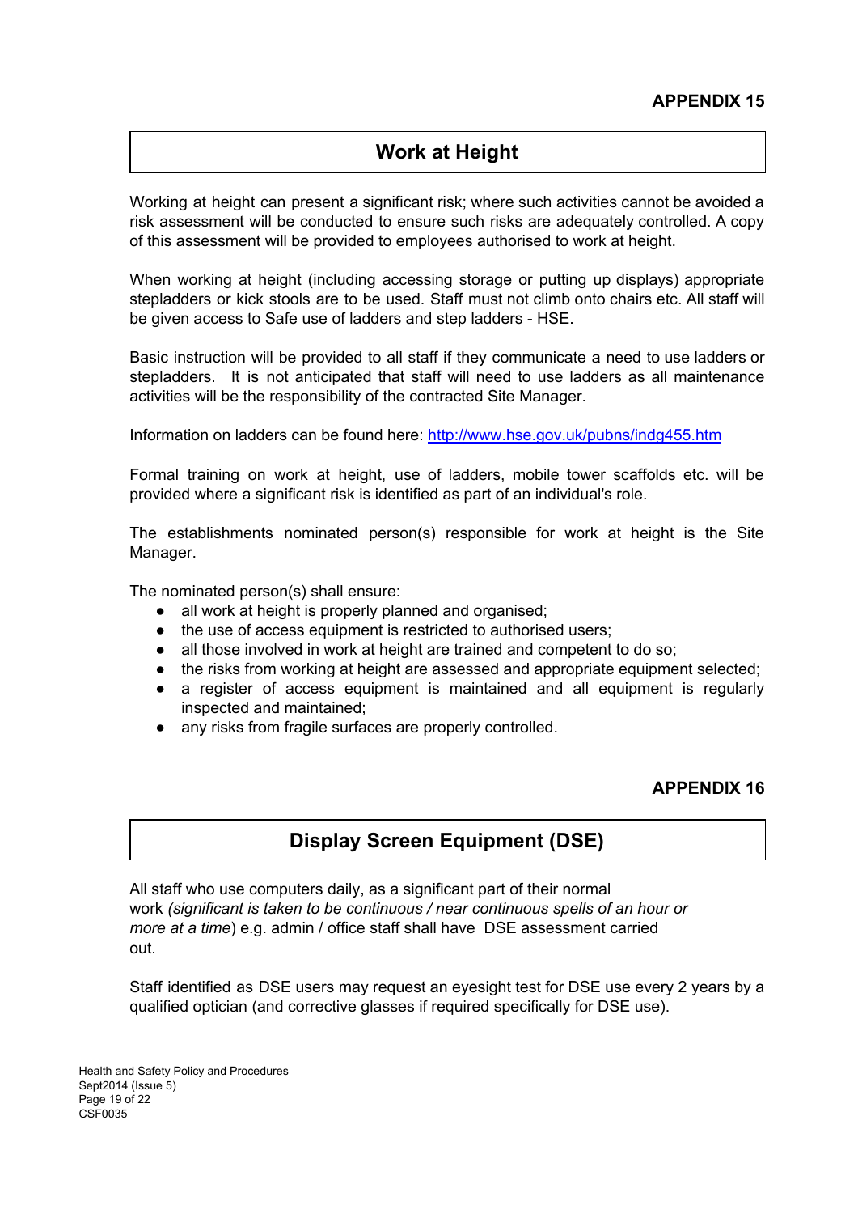**APPENDIX 15**

## Work at Height

Working at height can present a significant risk; where such activities cannot be avoided a risk assessment will be conducted to ensure such risks are adequately controlled. A copy of this assessment will be provided to employees authorised to work at height.

When working at height (including accessing storage or putting up displays) appropriate stepladders or kick stools are to be used. Staff must not climb onto chairs etc. All staff will be given access to Safe use of ladders and step ladders - HSE.

Basic instruction will be provided to all staff if they communicate a need to use ladders or stepladders. It is not anticipated that staff will need to use ladders as all maintenance activities will be the responsibility of the contracted Site Manager.

Information on ladders can be found here: [http://www.hse.gov.uk/pubns/indg455.htm](http://www.hse.gov.uk/pubns/indg455.htm)

Formal training on work at height, use of ladders, mobile tower scaffolds etc. will be provided where a significant risk is identified as part of an individual's role.

The establishments nominated person(s) responsible for work at height is the Site Manager.

The nominated person(s) shall ensure:

- all work at height is properly planned and organised;
- the use of access equipment is restricted to authorised users;
- all those involved in work at height are trained and competent to do so;
- the risks from working at height are assessed and appropriate equipment selected;
- a register of access equipment is maintained and all equipment is regularly inspected and maintained;
- any risks from fragile surfaces are properly controlled.

**APPENDIX 16**

## Display Screen Equipment (DSE)

All staff who use computers daily, as a significant part of their normal work *(significant is taken to be continuous / near continuous spells of an hour or more at a time*) e.g. admin / office staff shall have DSE assessment carried out.

Staff identified as DSE users may request an eyesight test for DSE use every 2 years by a qualified optician (and corrective glasses if required specifically for DSE use).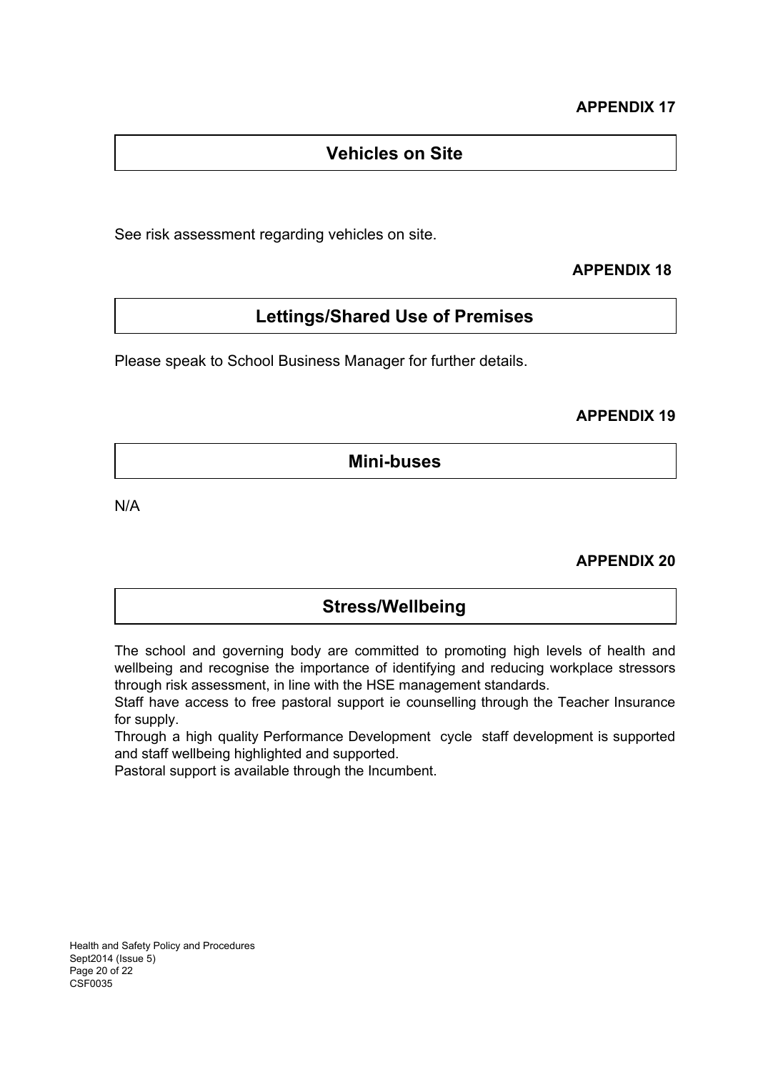**APPENDIX 17**

## Vehicles on Site

See risk assessment regarding vehicles on site.

**APPENDIX 18**

## Lettings/Shared Use of Premises

Please speak to School Business Manager for further details.

**APPENDIX 19**

## Mini-buses

N/A

**APPENDIX 20**

## Stress/Wellbeing

The school and governing body are committed to promoting high levels of health and wellbeing and recognise the importance of identifying and reducing workplace stressors through risk assessment, in line with the HSE management standards.
Staff have access to free pastoral support ie counselling through the Teacher Insurance for supply.
Through a high quality Performance Development cycle staff development is supported and staff wellbeing highlighted and supported.
Pastoral support is available through the Incumbent.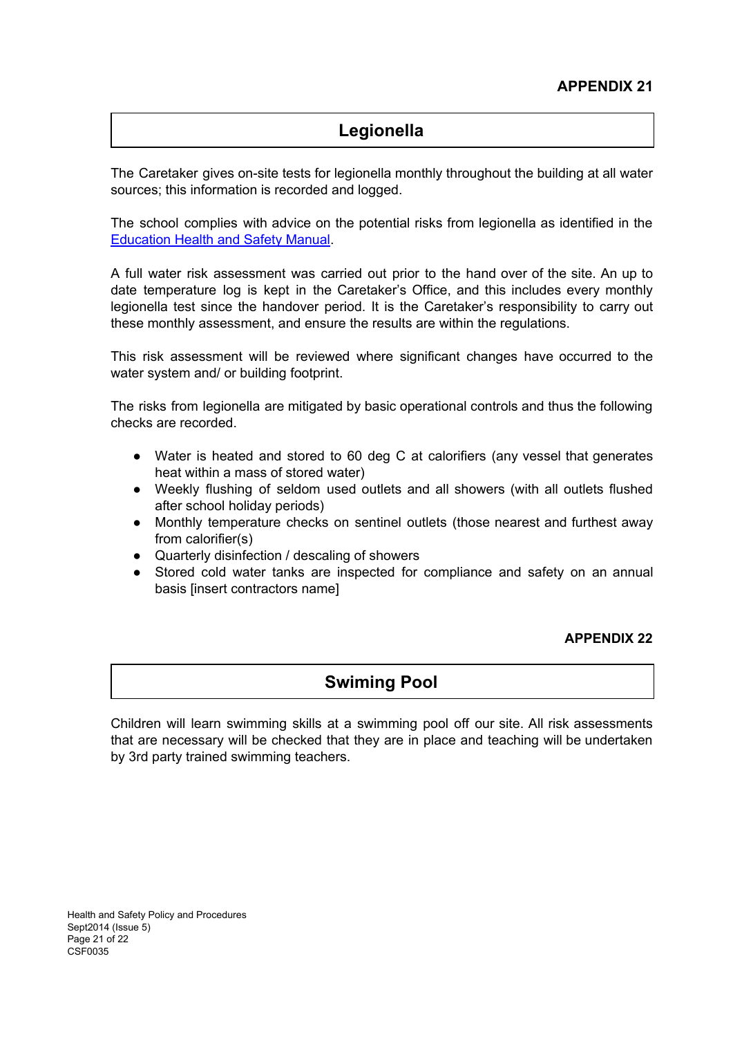**APPENDIX 21**

## Legionella

The Caretaker gives on-site tests for legionella monthly throughout the building at all water sources; this information is recorded and logged.

The school complies with advice on the potential risks from legionella as identified in the Education Health and Safety Manual.

A full water risk assessment was carried out prior to the hand over of the site. An up to date temperature log is kept in the Caretaker's Office, and this includes every monthly legionella test since the handover period. It is the Caretaker's responsibility to carry out these monthly assessment, and ensure the results are within the regulations.

This risk assessment will be reviewed where significant changes have occurred to the water system and/ or building footprint.

The risks from legionella are mitigated by basic operational controls and thus the following checks are recorded.

- Water is heated and stored to 60 deg C at calorifiers (any vessel that generates heat within a mass of stored water)
- Weekly flushing of seldom used outlets and all showers (with all outlets flushed after school holiday periods)
- Monthly temperature checks on sentinel outlets (those nearest and furthest away from calorifier(s)
- Quarterly disinfection / descaling of showers
- Stored cold water tanks are inspected for compliance and safety on an annual basis [insert contractors name]

**APPENDIX 22**

## Swiming Pool

Children will learn swimming skills at a swimming pool off our site. All risk assessments that are necessary will be checked that they are in place and teaching will be undertaken by 3rd party trained swimming teachers.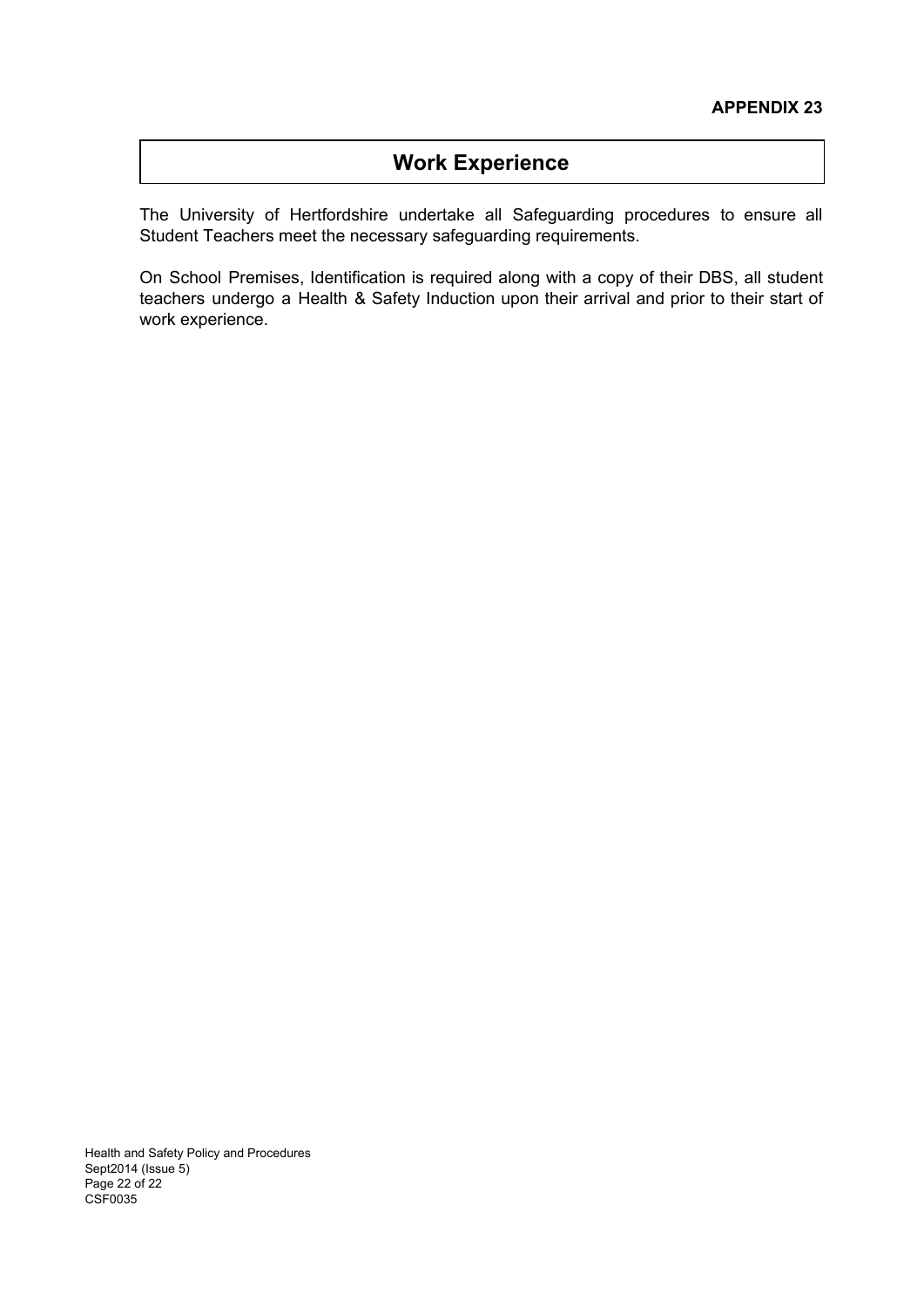**APPENDIX 23**

# Work Experience

The University of Hertfordshire undertake all Safeguarding procedures to ensure all Student Teachers meet the necessary safeguarding requirements.

On School Premises, Identification is required along with a copy of their DBS, all student teachers undergo a Health & Safety Induction upon their arrival and prior to their start of work experience.